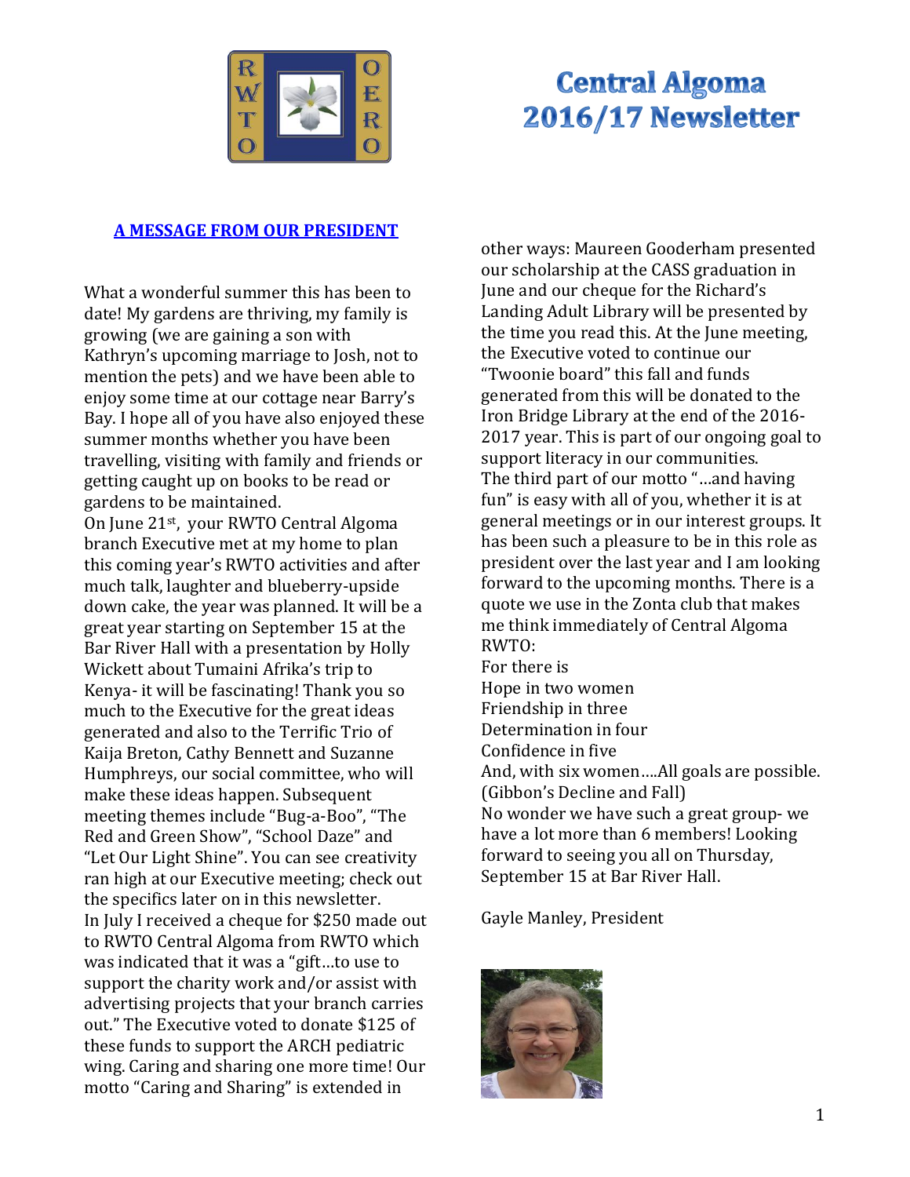# Central Algoma 2016/17 Newsletter

## A MESSAGE FROM OUR PRESIDENT

What a wonderful summer this has been to date! My gardens are thriving, my family is growing (we are gaining a son with Kathryn's upcoming marriage to Josh, not to mention the pets) and we have been able to enjoy some time at our cottage near Barry's Bay. I hope all of you have also enjoyed these summer months whether you have been travelling, visiting with family and friends or getting caught up on books to be read or gardens to be maintained.

On June 21st, your RWTO Central Algoma branch Executive met at my home to plan this coming year's RWTO activities and after much talk, laughter and blueberry-upside down cake, the year was planned. It will be a great year starting on September 15 at the Bar River Hall with a presentation by Holly Wickett about Tumaini Afrika's trip to Kenya- it will be fascinating! Thank you so much to the Executive for the great ideas generated and also to the Terrific Trio of Kaija Breton, Cathy Bennett and Suzanne Humphreys, our social committee, who will make these ideas happen. Subsequent meeting themes include "Bug-a-Boo", "The Red and Green Show", "School Daze" and "Let Our Light Shine". You can see creativity ran high at our Executive meeting; check out the specifics later on in this newsletter.

In July I received a cheque for $250 made out to RWTO Central Algoma from RWTO which was indicated that it was a "gift…to use to support the charity work and/or assist with advertising projects that your branch carries out." The Executive voted to donate $125 of these funds to support the ARCH pediatric wing. Caring and sharing one more time! Our motto "Caring and Sharing" is extended in other ways: Maureen Gooderham presented our scholarship at the CASS graduation in June and our cheque for the Richard's Landing Adult Library will be presented by the time you read this. At the June meeting, the Executive voted to continue our "Twoonie board" this fall and funds generated from this will be donated to the Iron Bridge Library at the end of the 2016-2017 year. This is part of our ongoing goal to support literacy in our communities.

The third part of our motto "…and having fun" is easy with all of you, whether it is at general meetings or in our interest groups. It has been such a pleasure to be in this role as president over the last year and I am looking forward to the upcoming months. There is a quote we use in the Zonta club that makes me think immediately of Central Algoma RWTO:

For there is
Hope in two women
Friendship in three
Determination in four
Confidence in five
And, with six women….All goals are possible.
(Gibbon's Decline and Fall)

No wonder we have such a great group- we have a lot more than 6 members! Looking forward to seeing you all on Thursday, September 15 at Bar River Hall.

Gayle Manley, President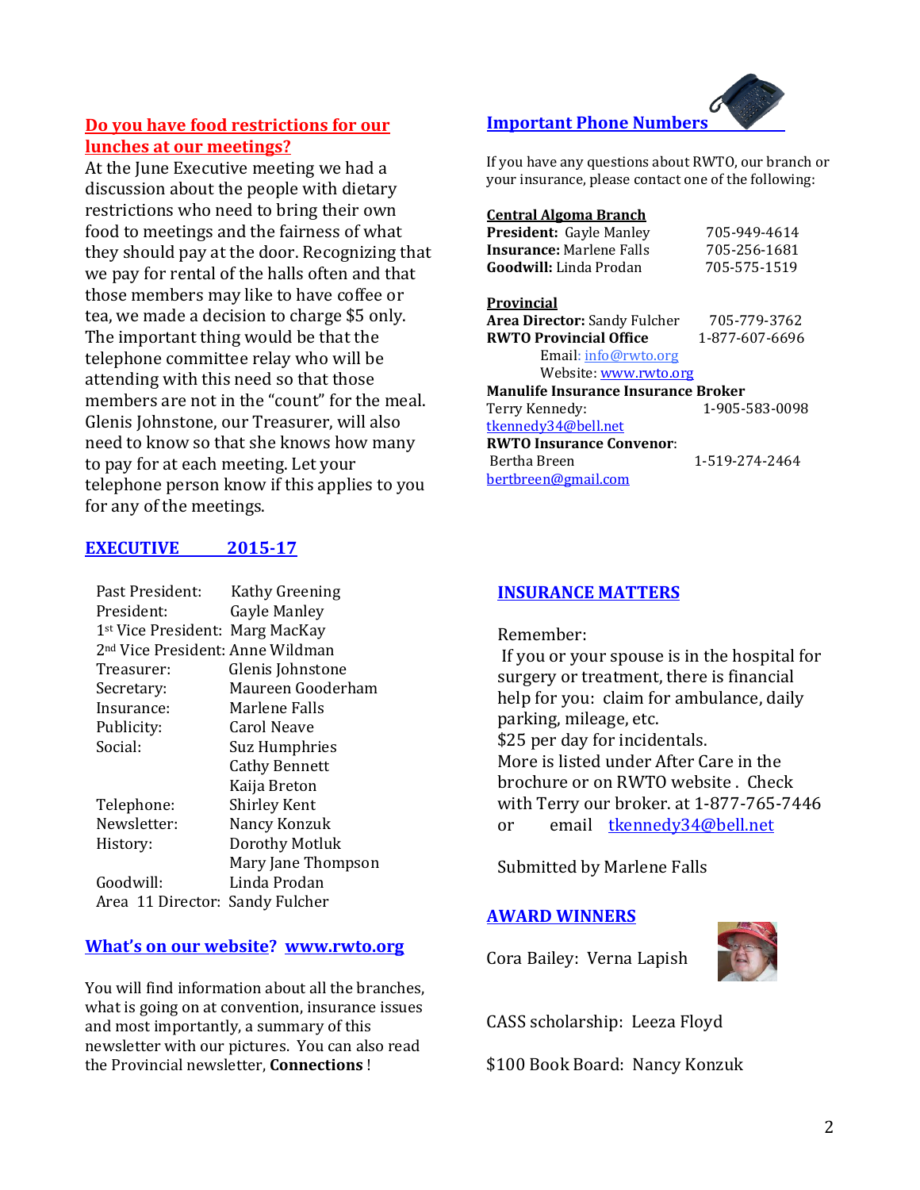## Do you have food restrictions for our lunches at our meetings?

At the June Executive meeting we had a discussion about the people with dietary restrictions who need to bring their own food to meetings and the fairness of what they should pay at the door. Recognizing that we pay for rental of the halls often and that those members may like to have coffee or tea, we made a decision to charge $5 only. The important thing would be that the telephone committee relay who will be attending with this need so that those members are not in the "count" for the meal. Glenis Johnstone, our Treasurer, will also need to know so that she knows how many to pay for at each meeting. Let your telephone person know if this applies to you for any of the meetings.

## EXECUTIVE 2015-17

| | |
|---|---|
| Past President: | Kathy Greening |
| President: | Gayle Manley |
| 1st Vice President: | Marg MacKay |
| 2nd Vice President: | Anne Wildman |
| Treasurer: | Glenis Johnstone |
| Secretary: | Maureen Gooderham |
| Insurance: | Marlene Falls |
| Publicity: | Carol Neave |
| Social: | Suz Humphries |
| | Cathy Bennett |
| | Kaija Breton |
| Telephone: | Shirley Kent |
| Newsletter: | Nancy Konzuk |
| History: | Dorothy Motluk |
| | Mary Jane Thompson |
| Goodwill: | Linda Prodan |
| Area 11 Director: | Sandy Fulcher |

## What's on our website? www.rwto.org

You will find information about all the branches, what is going on at convention, insurance issues and most importantly, a summary of this newsletter with our pictures. You can also read the Provincial newsletter, **Connections** !

## Important Phone Numbers

If you have any questions about RWTO, our branch or your insurance, please contact one of the following:

**Central Algoma Branch**

**President:** Gayle Manley 705-949-4614
**Insurance:** Marlene Falls 705-256-1681
**Goodwill:** Linda Prodan 705-575-1519

**Provincial**

**Area Director:** Sandy Fulcher 705-779-3762
**RWTO Provincial Office** 1-877-607-6696
Email: info@rwto.org
Website: www.rwto.org

**Manulife Insurance Insurance Broker**
Terry Kennedy: 1-905-583-0098
tkennedy34@bell.net

**RWTO Insurance Convenor**:
Bertha Breen 1-519-274-2464
bertbreen@gmail.com

## INSURANCE MATTERS

Remember:
If you or your spouse is in the hospital for surgery or treatment, there is financial help for you: claim for ambulance, daily parking, mileage, etc.
$25 per day for incidentals.
More is listed under After Care in the brochure or on RWTO website . Check with Terry our broker. at 1-877-765-7446 or email tkennedy34@bell.net

Submitted by Marlene Falls

## AWARD WINNERS

Cora Bailey: Verna Lapish

CASS scholarship: Leeza Floyd

$100 Book Board: Nancy Konzuk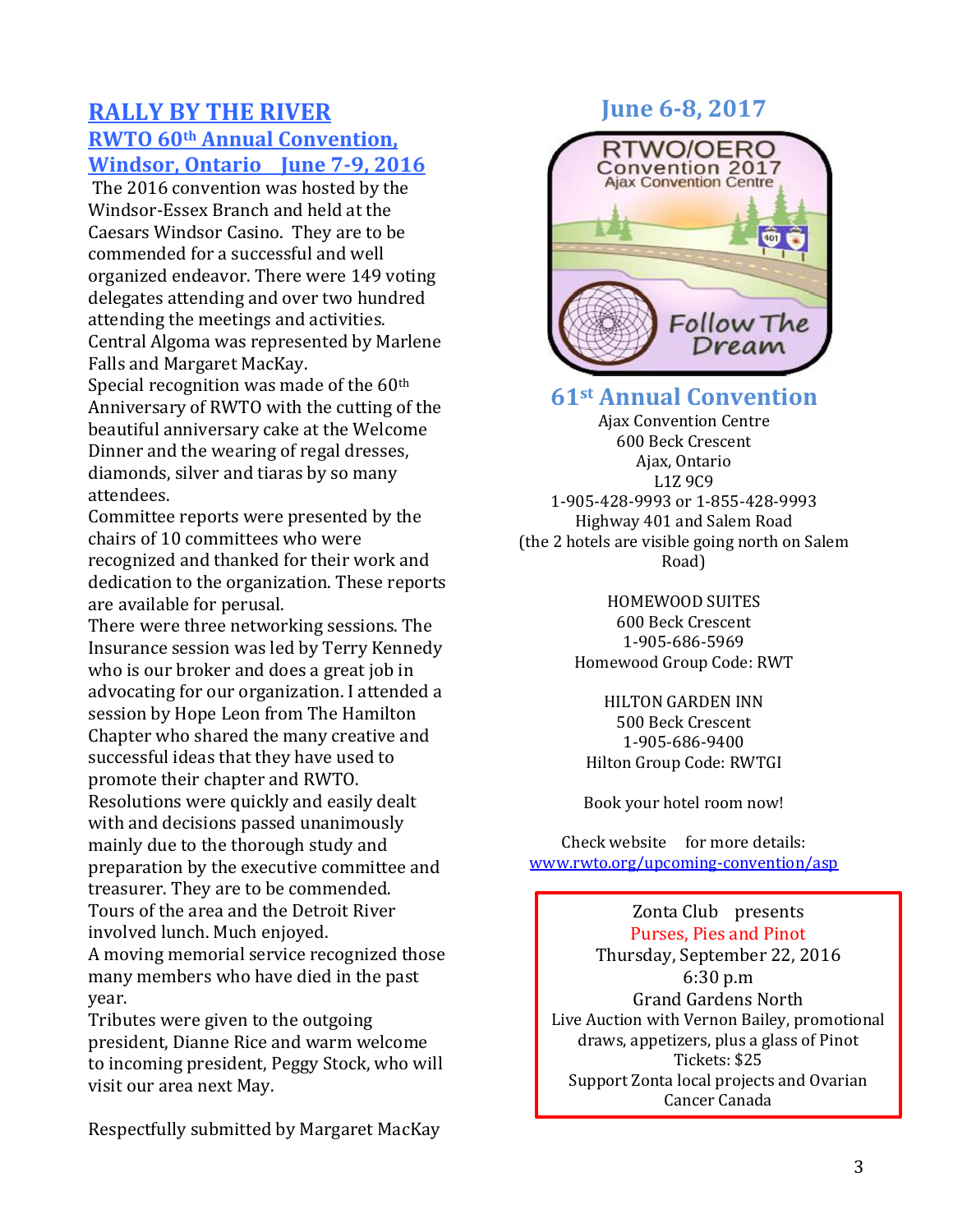## RALLY BY THE RIVER

### RWTO 60th Annual Convention, Windsor, Ontario June 7-9, 2016

The 2016 convention was hosted by the Windsor-Essex Branch and held at the Caesars Windsor Casino. They are to be commended for a successful and well organized endeavor. There were 149 voting delegates attending and over two hundred attending the meetings and activities. Central Algoma was represented by Marlene Falls and Margaret MacKay.

Special recognition was made of the 60th Anniversary of RWTO with the cutting of the beautiful anniversary cake at the Welcome Dinner and the wearing of regal dresses, diamonds, silver and tiaras by so many attendees.

Committee reports were presented by the chairs of 10 committees who were recognized and thanked for their work and dedication to the organization. These reports are available for perusal.

There were three networking sessions. The Insurance session was led by Terry Kennedy who is our broker and does a great job in advocating for our organization. I attended a session by Hope Leon from The Hamilton Chapter who shared the many creative and successful ideas that they have used to promote their chapter and RWTO.

Resolutions were quickly and easily dealt with and decisions passed unanimously mainly due to the thorough study and preparation by the executive committee and treasurer. They are to be commended.

Tours of the area and the Detroit River involved lunch. Much enjoyed.

A moving memorial service recognized those many members who have died in the past year.

Tributes were given to the outgoing president, Dianne Rice and warm welcome to incoming president, Peggy Stock, who will visit our area next May.

Respectfully submitted by Margaret MacKay

## June 6-8, 2017

RTWO/OERO
Convention 2017
Ajax Convention Centre
Follow The Dream

### 61st Annual Convention

Ajax Convention Centre
600 Beck Crescent
Ajax, Ontario
L1Z 9C9
1-905-428-9993 or 1-855-428-9993
Highway 401 and Salem Road
(the 2 hotels are visible going north on Salem Road)

HOMEWOOD SUITES
600 Beck Crescent
1-905-686-5969
Homewood Group Code: RWT

HILTON GARDEN INN
500 Beck Crescent
1-905-686-9400
Hilton Group Code: RWTGI

Book your hotel room now!

Check website for more details:
www.rwto.org/upcoming-convention/asp

---

Zonta Club presents
**Purses, Pies and Pinot**
Thursday, September 22, 2016
6:30 p.m
Grand Gardens North
Live Auction with Vernon Bailey, promotional draws, appetizers, plus a glass of Pinot
Tickets: $25
Support Zonta local projects and Ovarian Cancer Canada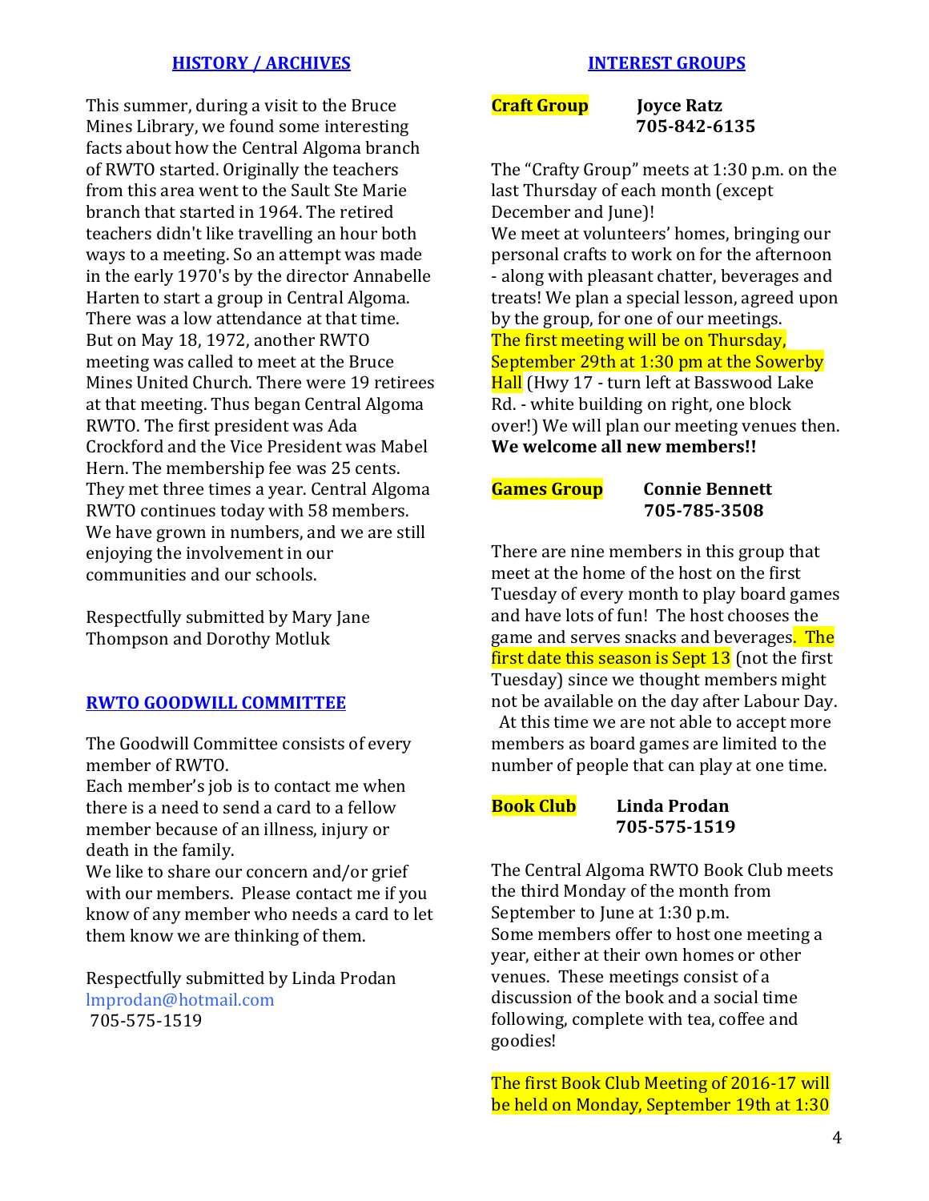## HISTORY / ARCHIVES

This summer, during a visit to the Bruce Mines Library, we found some interesting facts about how the Central Algoma branch of RWTO started. Originally the teachers from this area went to the Sault Ste Marie branch that started in 1964. The retired teachers didn't like travelling an hour both ways to a meeting. So an attempt was made in the early 1970's by the director Annabelle Harten to start a group in Central Algoma. There was a low attendance at that time. But on May 18, 1972, another RWTO meeting was called to meet at the Bruce Mines United Church. There were 19 retirees at that meeting. Thus began Central Algoma RWTO. The first president was Ada Crockford and the Vice President was Mabel Hern. The membership fee was 25 cents. They met three times a year. Central Algoma RWTO continues today with 58 members. We have grown in numbers, and we are still enjoying the involvement in our communities and our schools.

Respectfully submitted by Mary Jane Thompson and Dorothy Motluk

## RWTO GOODWILL COMMITTEE

The Goodwill Committee consists of every member of RWTO.
Each member's job is to contact me when there is a need to send a card to a fellow member because of an illness, injury or death in the family.
We like to share our concern and/or grief with our members. Please contact me if you know of any member who needs a card to let them know we are thinking of them.

Respectfully submitted by Linda Prodan
lmprodan@hotmail.com
705-575-1519

## INTEREST GROUPS

**Craft Group** **Joyce Ratz**
**705-842-6135**

The "Crafty Group" meets at 1:30 p.m. on the last Thursday of each month (except December and June)!
We meet at volunteers' homes, bringing our personal crafts to work on for the afternoon - along with pleasant chatter, beverages and treats! We plan a special lesson, agreed upon by the group, for one of our meetings. The first meeting will be on Thursday, September 29th at 1:30 pm at the Sowerby Hall (Hwy 17 - turn left at Basswood Lake Rd. - white building on right, one block over!) We will plan our meeting venues then.
**We welcome all new members!!**

**Games Group** **Connie Bennett**
**705-785-3508**

There are nine members in this group that meet at the home of the host on the first Tuesday of every month to play board games and have lots of fun! The host chooses the game and serves snacks and beverages. The first date this season is Sept 13 (not the first Tuesday) since we thought members might not be available on the day after Labour Day. At this time we are not able to accept more members as board games are limited to the number of people that can play at one time.

**Book Club** **Linda Prodan**
**705-575-1519**

The Central Algoma RWTO Book Club meets the third Monday of the month from September to June at 1:30 p.m.
Some members offer to host one meeting a year, either at their own homes or other venues. These meetings consist of a discussion of the book and a social time following, complete with tea, coffee and goodies!

The first Book Club Meeting of 2016-17 will be held on Monday, September 19th at 1:30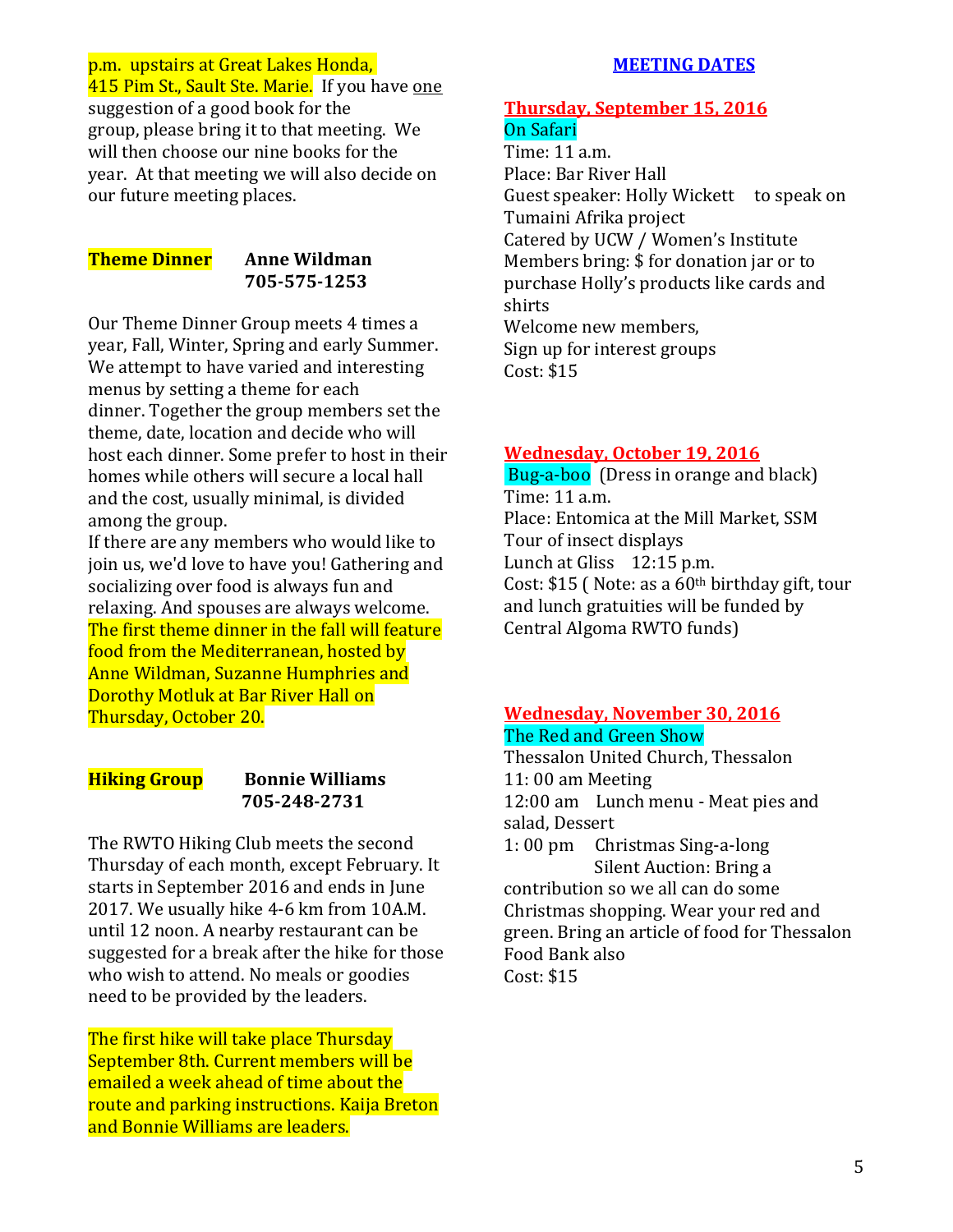p.m. upstairs at Great Lakes Honda, 415 Pim St., Sault Ste. Marie. If you have one suggestion of a good book for the group, please bring it to that meeting. We will then choose our nine books for the year. At that meeting we will also decide on our future meeting places.

**Theme Dinner** **Anne Wildman**
**705-575-1253**

Our Theme Dinner Group meets 4 times a year, Fall, Winter, Spring and early Summer. We attempt to have varied and interesting menus by setting a theme for each dinner. Together the group members set the theme, date, location and decide who will host each dinner. Some prefer to host in their homes while others will secure a local hall and the cost, usually minimal, is divided among the group.
If there are any members who would like to join us, we'd love to have you! Gathering and socializing over food is always fun and relaxing. And spouses are always welcome.
The first theme dinner in the fall will feature food from the Mediterranean, hosted by Anne Wildman, Suzanne Humphries and Dorothy Motluk at Bar River Hall on Thursday, October 20.

**Hiking Group** **Bonnie Williams**
**705-248-2731**

The RWTO Hiking Club meets the second Thursday of each month, except February. It starts in September 2016 and ends in June 2017. We usually hike 4-6 km from 10A.M. until 12 noon. A nearby restaurant can be suggested for a break after the hike for those who wish to attend. No meals or goodies need to be provided by the leaders.

The first hike will take place Thursday September 8th. Current members will be emailed a week ahead of time about the route and parking instructions. Kaija Breton and Bonnie Williams are leaders.

## MEETING DATES

**Thursday, September 15, 2016**
On Safari
Time: 11 a.m.
Place: Bar River Hall
Guest speaker: Holly Wickett to speak on Tumaini Afrika project
Catered by UCW / Women's Institute
Members bring: $ for donation jar or to purchase Holly's products like cards and shirts
Welcome new members,
Sign up for interest groups
Cost: $15

**Wednesday, October 19, 2016**
Bug-a-boo (Dress in orange and black)
Time: 11 a.m.
Place: Entomica at the Mill Market, SSM
Tour of insect displays
Lunch at Gliss 12:15 p.m.
Cost: $15 ( Note: as a 60th birthday gift, tour and lunch gratuities will be funded by Central Algoma RWTO funds)

**Wednesday, November 30, 2016**
The Red and Green Show
Thessalon United Church, Thessalon
11: 00 am Meeting
12:00 am Lunch menu - Meat pies and salad, Dessert
1: 00 pm Christmas Sing-a-long
Silent Auction: Bring a contribution so we all can do some Christmas shopping. Wear your red and green. Bring an article of food for Thessalon Food Bank also
Cost: $15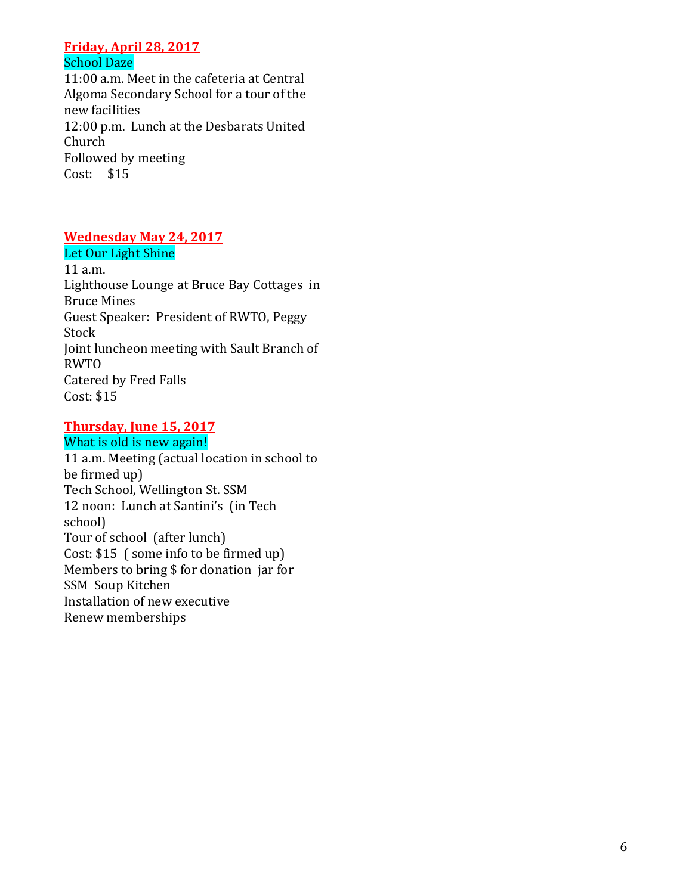**Friday, April 28, 2017**

School Daze

11:00 a.m. Meet in the cafeteria at Central Algoma Secondary School for a tour of the new facilities

12:00 p.m. Lunch at the Desbarats United Church

Followed by meeting

Cost: $15

**Wednesday May 24, 2017**

Let Our Light Shine

11 a.m.

Lighthouse Lounge at Bruce Bay Cottages in Bruce Mines

Guest Speaker: President of RWTO, Peggy Stock

Joint luncheon meeting with Sault Branch of RWTO

Catered by Fred Falls

Cost: $15

**Thursday, June 15, 2017**

What is old is new again!

11 a.m. Meeting (actual location in school to be firmed up)

Tech School, Wellington St. SSM

12 noon: Lunch at Santini's (in Tech school)

Tour of school (after lunch)

Cost: $15 ( some info to be firmed up)

Members to bring $ for donation jar for SSM Soup Kitchen

Installation of new executive

Renew memberships